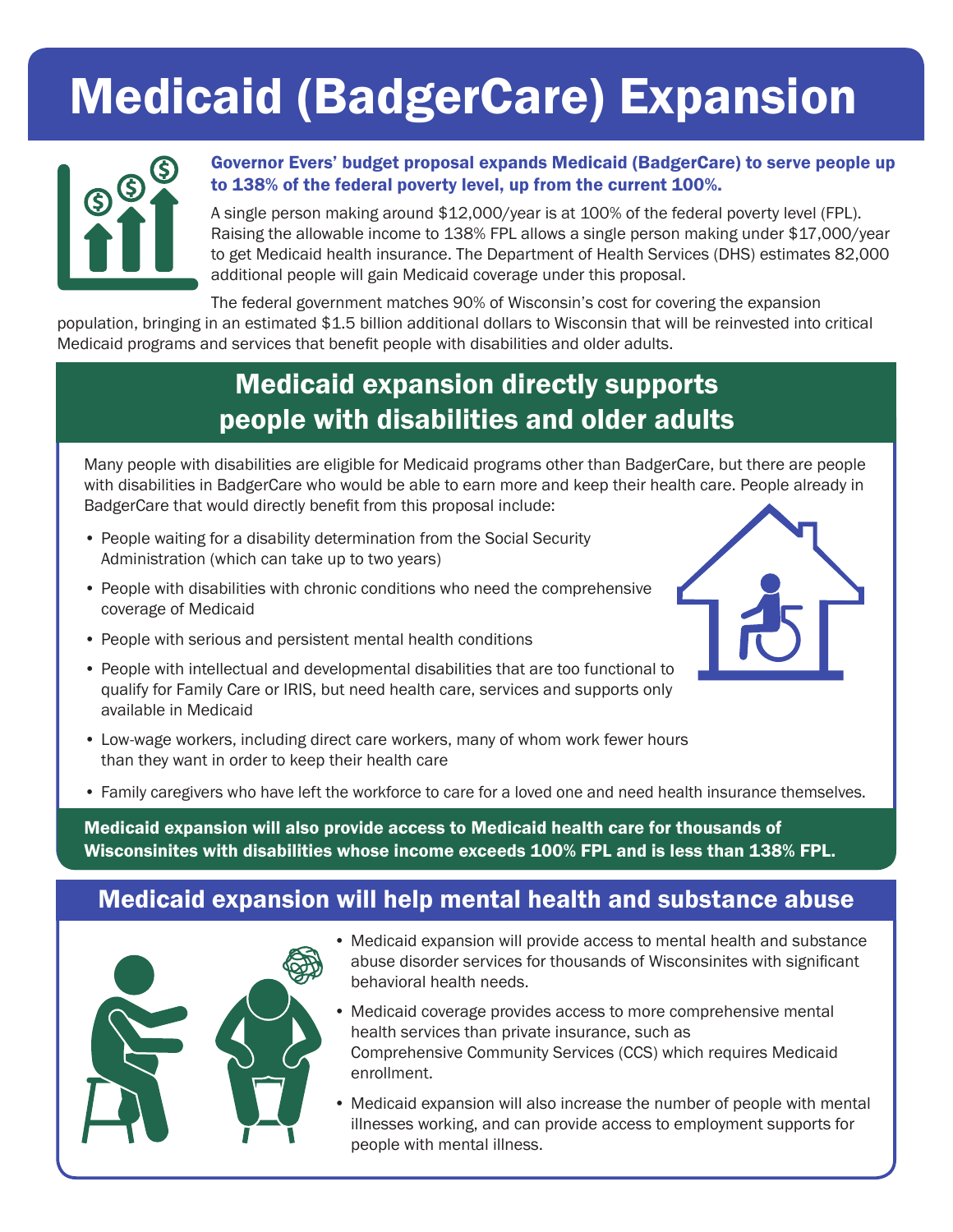# Medicaid (BadgerCare) Expansion

**Governor Evers' budget proposal expands Medicaid (BadgerCare) to serve people up to 138% of the federal poverty level, up from the current 100%.**

A single person making around $12,000/year is at 100% of the federal poverty level (FPL). Raising the allowable income to 138% FPL allows a single person making under $17,000/year to get Medicaid health insurance. The Department of Health Services (DHS) estimates 82,000 additional people will gain Medicaid coverage under this proposal.

The federal government matches 90% of Wisconsin's cost for covering the expansion population, bringing in an estimated $1.5 billion additional dollars to Wisconsin that will be reinvested into critical Medicaid programs and services that benefit people with disabilities and older adults.

## Medicaid expansion directly supports people with disabilities and older adults

Many people with disabilities are eligible for Medicaid programs other than BadgerCare, but there are people with disabilities in BadgerCare who would be able to earn more and keep their health care. People already in BadgerCare that would directly benefit from this proposal include:

- People waiting for a disability determination from the Social Security Administration (which can take up to two years)
- People with disabilities with chronic conditions who need the comprehensive coverage of Medicaid
- People with serious and persistent mental health conditions
- People with intellectual and developmental disabilities that are too functional to qualify for Family Care or IRIS, but need health care, services and supports only available in Medicaid
- Low-wage workers, including direct care workers, many of whom work fewer hours than they want in order to keep their health care
- Family caregivers who have left the workforce to care for a loved one and need health insurance themselves.

**Medicaid expansion will also provide access to Medicaid health care for thousands of Wisconsinites with disabilities whose income exceeds 100% FPL and is less than 138% FPL.**

## Medicaid expansion will help mental health and substance abuse

- Medicaid expansion will provide access to mental health and substance abuse disorder services for thousands of Wisconsinites with significant behavioral health needs.
- Medicaid coverage provides access to more comprehensive mental health services than private insurance, such as Comprehensive Community Services (CCS) which requires Medicaid enrollment.
- Medicaid expansion will also increase the number of people with mental illnesses working, and can provide access to employment supports for people with mental illness.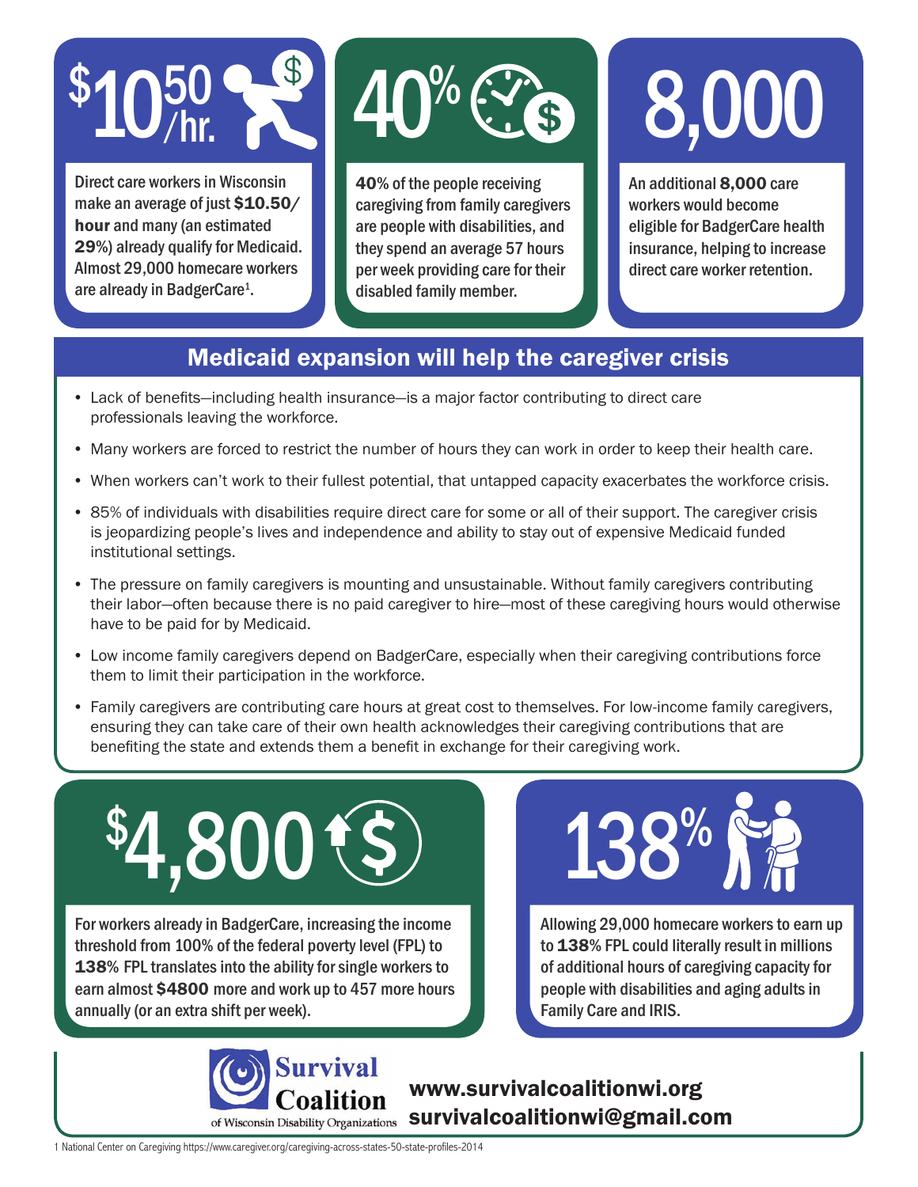**$10.50/hr.**

Direct care workers in Wisconsin make an average of just **$10.50/ hour** and many (an estimated **29**%) already qualify for Medicaid. Almost 29,000 homecare workers are already in BadgerCare[1].

**40%**

**40**% of the people receiving caregiving from family caregivers are people with disabilities, and they spend an average 57 hours per week providing care for their disabled family member.

**8,000**

An additional **8,000** care workers would become eligible for BadgerCare health insurance, helping to increase direct care worker retention.

## Medicaid expansion will help the caregiver crisis

- Lack of benefits—including health insurance—is a major factor contributing to direct care professionals leaving the workforce.
- Many workers are forced to restrict the number of hours they can work in order to keep their health care.
- When workers can't work to their fullest potential, that untapped capacity exacerbates the workforce crisis.
- 85% of individuals with disabilities require direct care for some or all of their support. The caregiver crisis is jeopardizing people's lives and independence and ability to stay out of expensive Medicaid funded institutional settings.
- The pressure on family caregivers is mounting and unsustainable. Without family caregivers contributing their labor—often because there is no paid caregiver to hire—most of these caregiving hours would otherwise have to be paid for by Medicaid.
- Low income family caregivers depend on BadgerCare, especially when their caregiving contributions force them to limit their participation in the workforce.
- Family caregivers are contributing care hours at great cost to themselves. For low-income family caregivers, ensuring they can take care of their own health acknowledges their caregiving contributions that are benefiting the state and extends them a benefit in exchange for their caregiving work.

**$4,800**

For workers already in BadgerCare, increasing the income threshold from 100% of the federal poverty level (FPL) to **138**% FPL translates into the ability for single workers to earn almost **$4800** more and work up to 457 more hours annually (or an extra shift per week).

**138%**

Allowing 29,000 homecare workers to earn up to **138**% FPL could literally result in millions of additional hours of caregiving capacity for people with disabilities and aging adults in Family Care and IRIS.

Survival Coalition of Wisconsin Disability Organizations

**www.survivalcoalitionwi.org**
**survivalcoalitionwi@gmail.com**

1 National Center on Caregiving https://www.caregiver.org/caregiving-across-states-50-state-profiles-2014